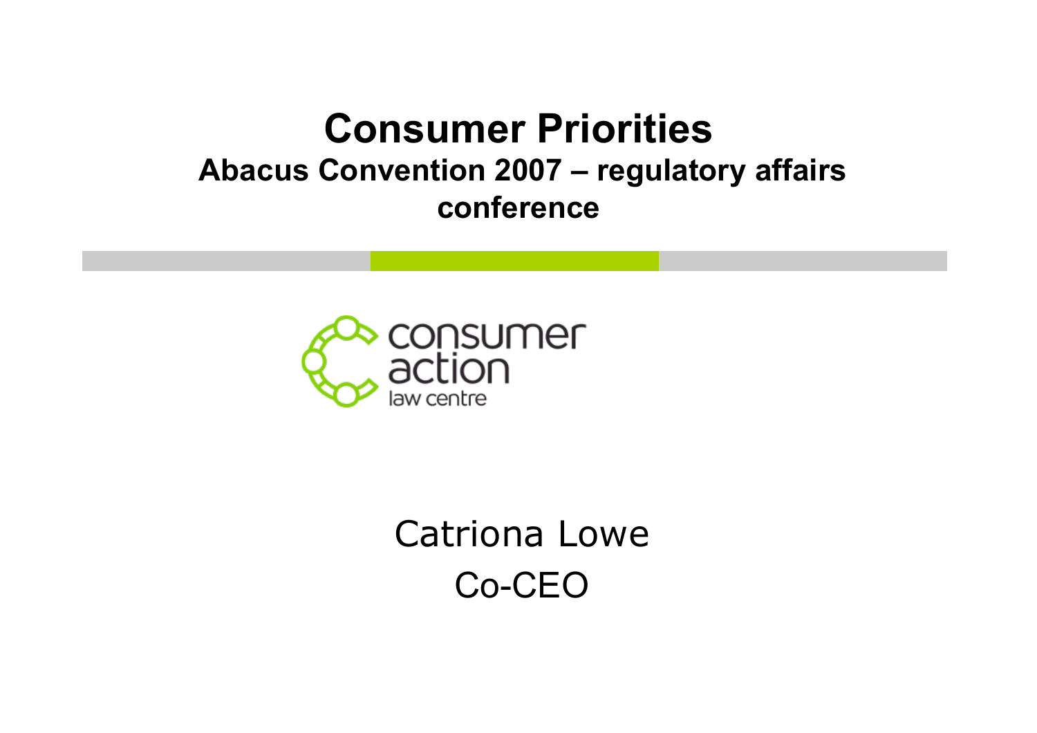# Consumer Priorities

## Abacus Convention 2007 – regulatory affairs conference

consumer action law centre

Catriona Lowe

Co-CEO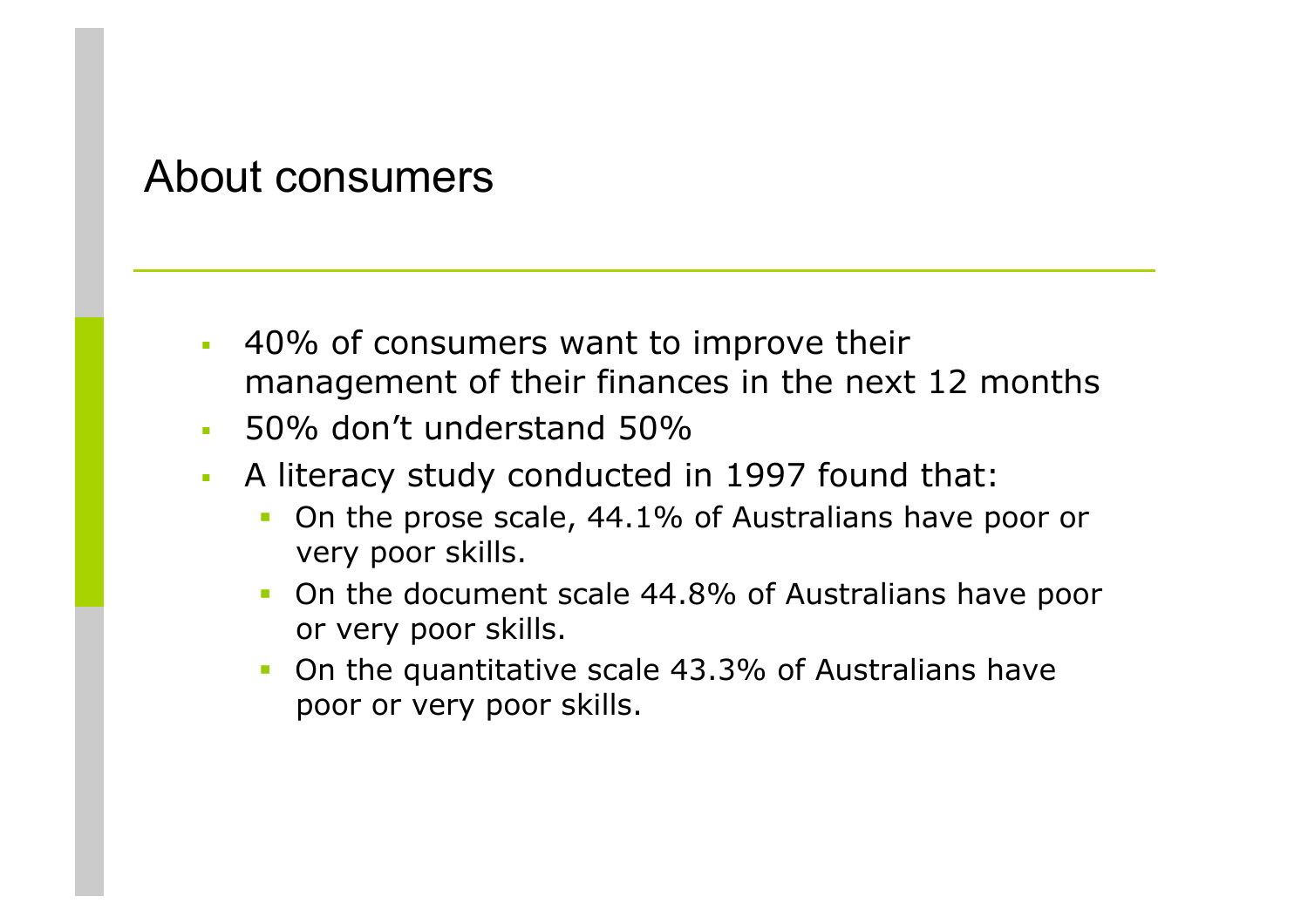# About consumers

- 40% of consumers want to improve their management of their finances in the next 12 months
- 50% don't understand 50%
- A literacy study conducted in 1997 found that:
  - On the prose scale, 44.1% of Australians have poor or very poor skills.
  - On the document scale 44.8% of Australians have poor or very poor skills.
  - On the quantitative scale 43.3% of Australians have poor or very poor skills.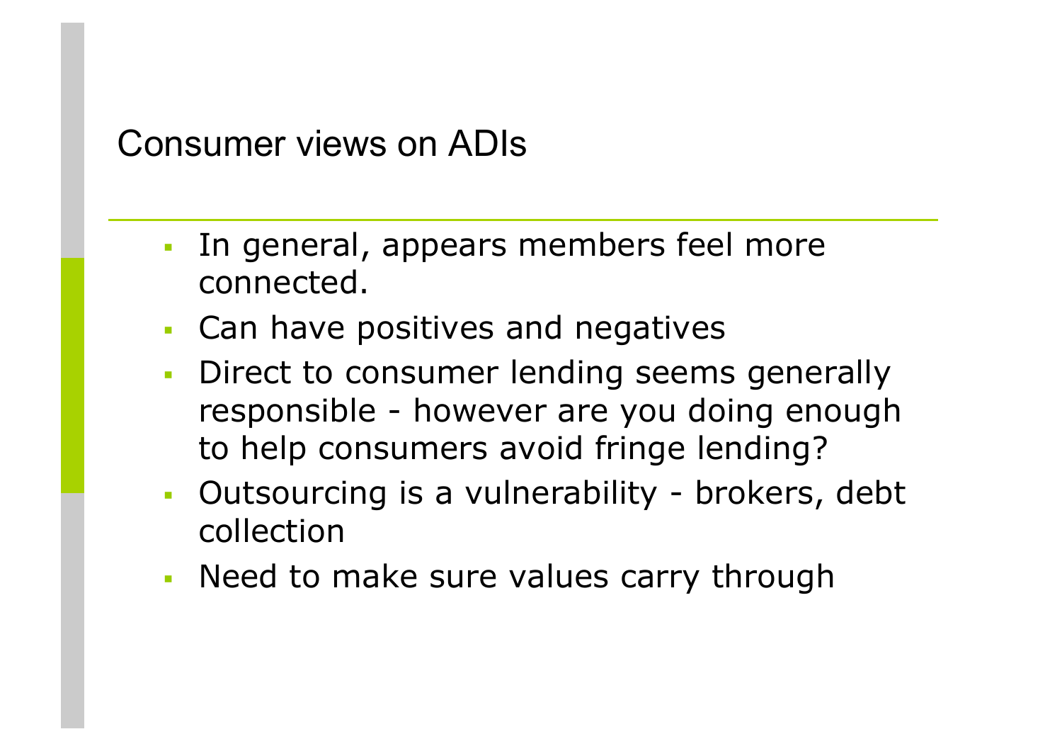# Consumer views on ADIs

- In general, appears members feel more connected.
- Can have positives and negatives
- Direct to consumer lending seems generally responsible - however are you doing enough to help consumers avoid fringe lending?
- Outsourcing is a vulnerability - brokers, debt collection
- Need to make sure values carry through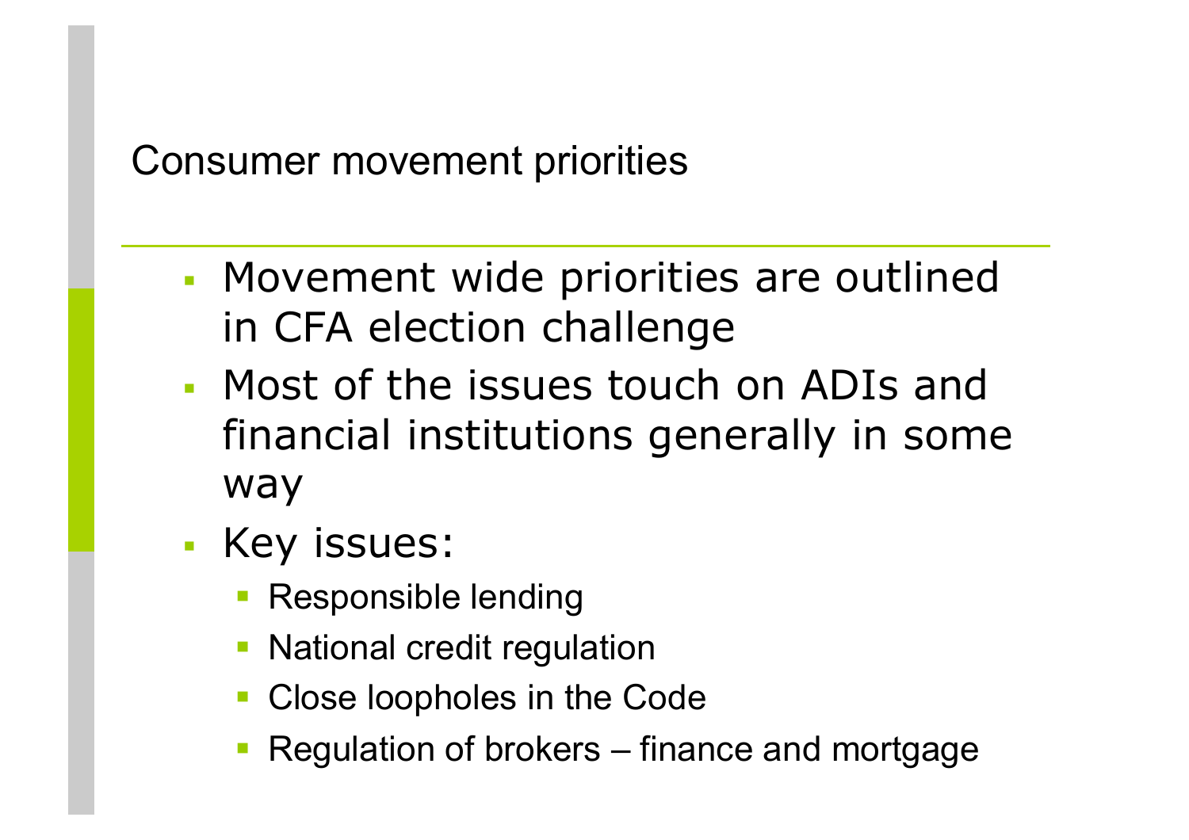# Consumer movement priorities

- Movement wide priorities are outlined in CFA election challenge
- Most of the issues touch on ADIs and financial institutions generally in some way
- Key issues:
  - Responsible lending
  - National credit regulation
  - Close loopholes in the Code
  - Regulation of brokers – finance and mortgage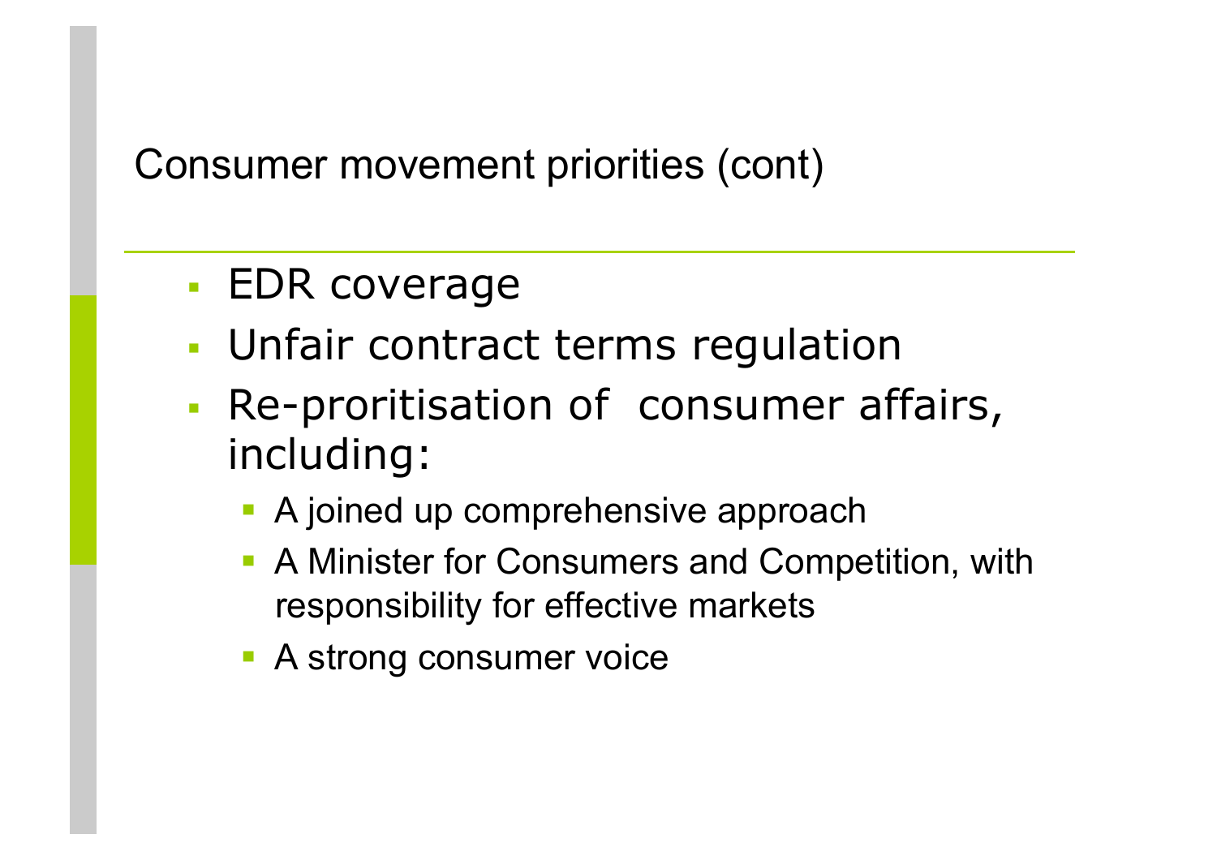## Consumer movement priorities (cont)

- EDR coverage
- Unfair contract terms regulation
- Re-proritisation of consumer affairs, including:
  - A joined up comprehensive approach
  - A Minister for Consumers and Competition, with responsibility for effective markets
  - A strong consumer voice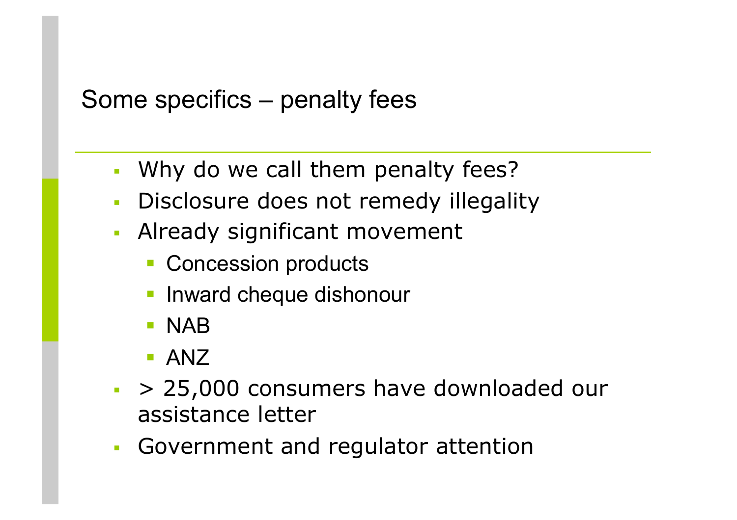# Some specifics – penalty fees

- Why do we call them penalty fees?
- Disclosure does not remedy illegality
- Already significant movement
  - Concession products
  - Inward cheque dishonour
  - NAB
  - ANZ
- > 25,000 consumers have downloaded our assistance letter
- Government and regulator attention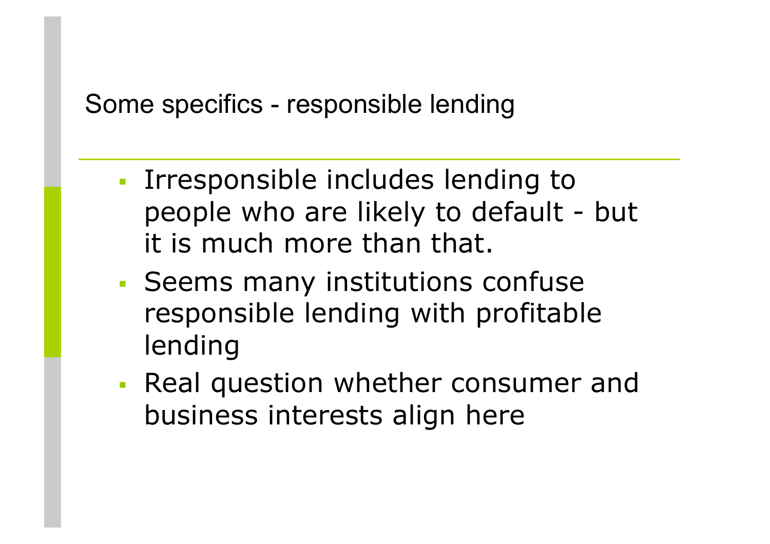## Some specifics - responsible lending

- Irresponsible includes lending to people who are likely to default - but it is much more than that.
- Seems many institutions confuse responsible lending with profitable lending
- Real question whether consumer and business interests align here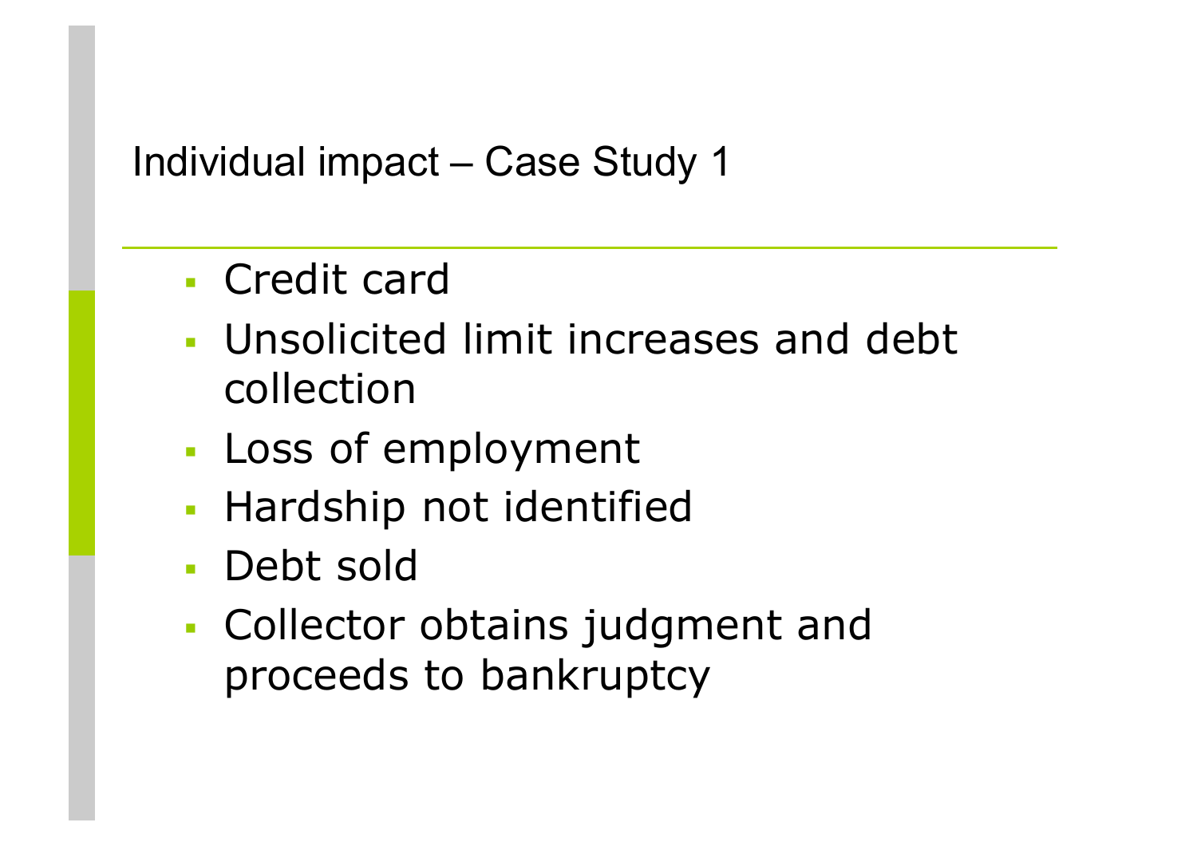## Individual impact – Case Study 1

- Credit card
- Unsolicited limit increases and debt collection
- Loss of employment
- Hardship not identified
- Debt sold
- Collector obtains judgment and proceeds to bankruptcy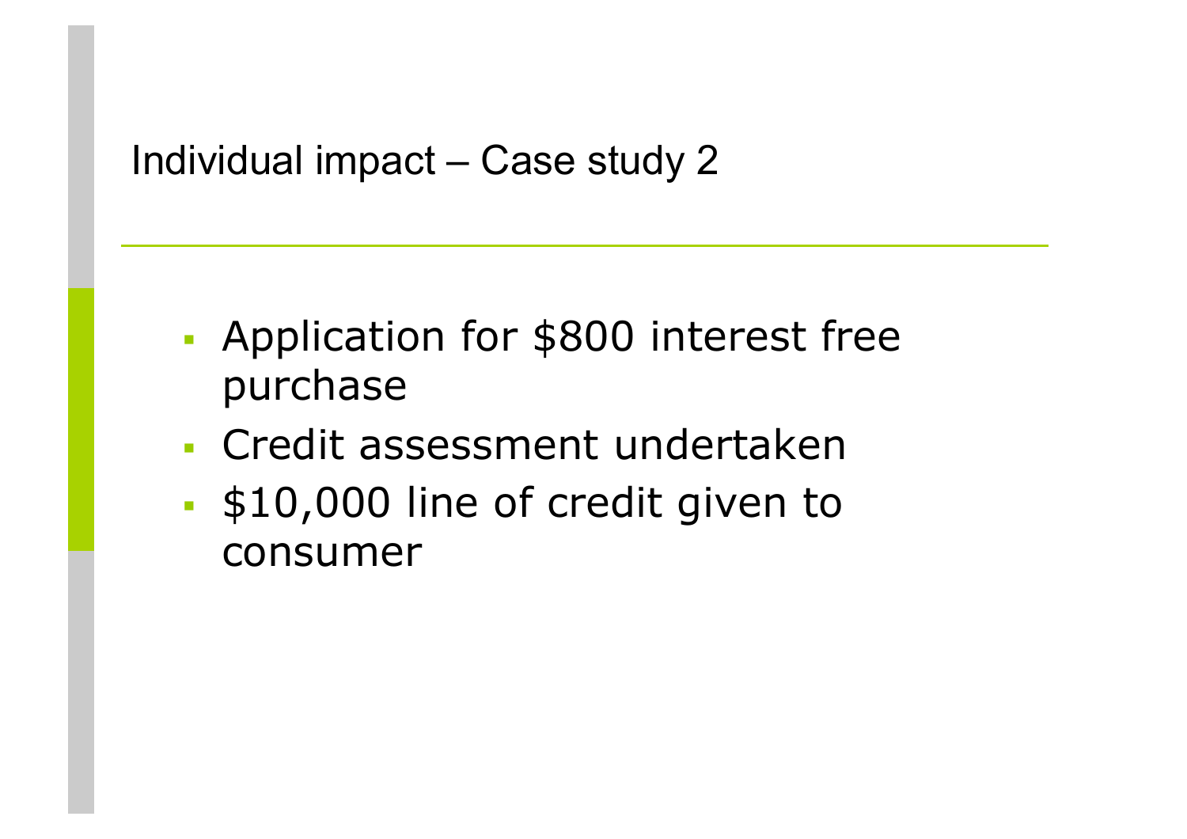## Individual impact – Case study 2

- Application for $800 interest free purchase
- Credit assessment undertaken
- $10,000 line of credit given to consumer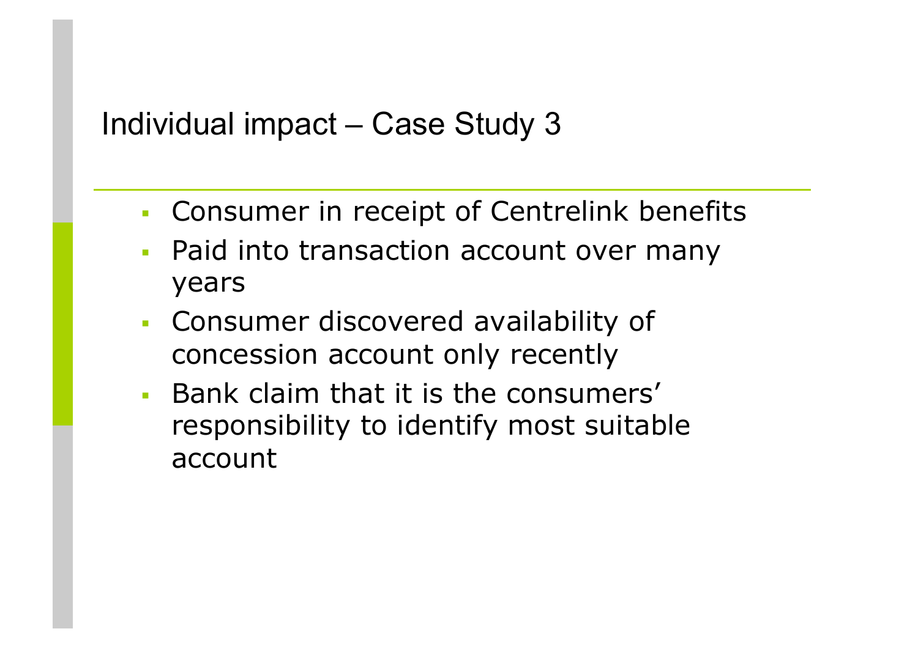## Individual impact – Case Study 3

- Consumer in receipt of Centrelink benefits
- Paid into transaction account over many years
- Consumer discovered availability of concession account only recently
- Bank claim that it is the consumers' responsibility to identify most suitable account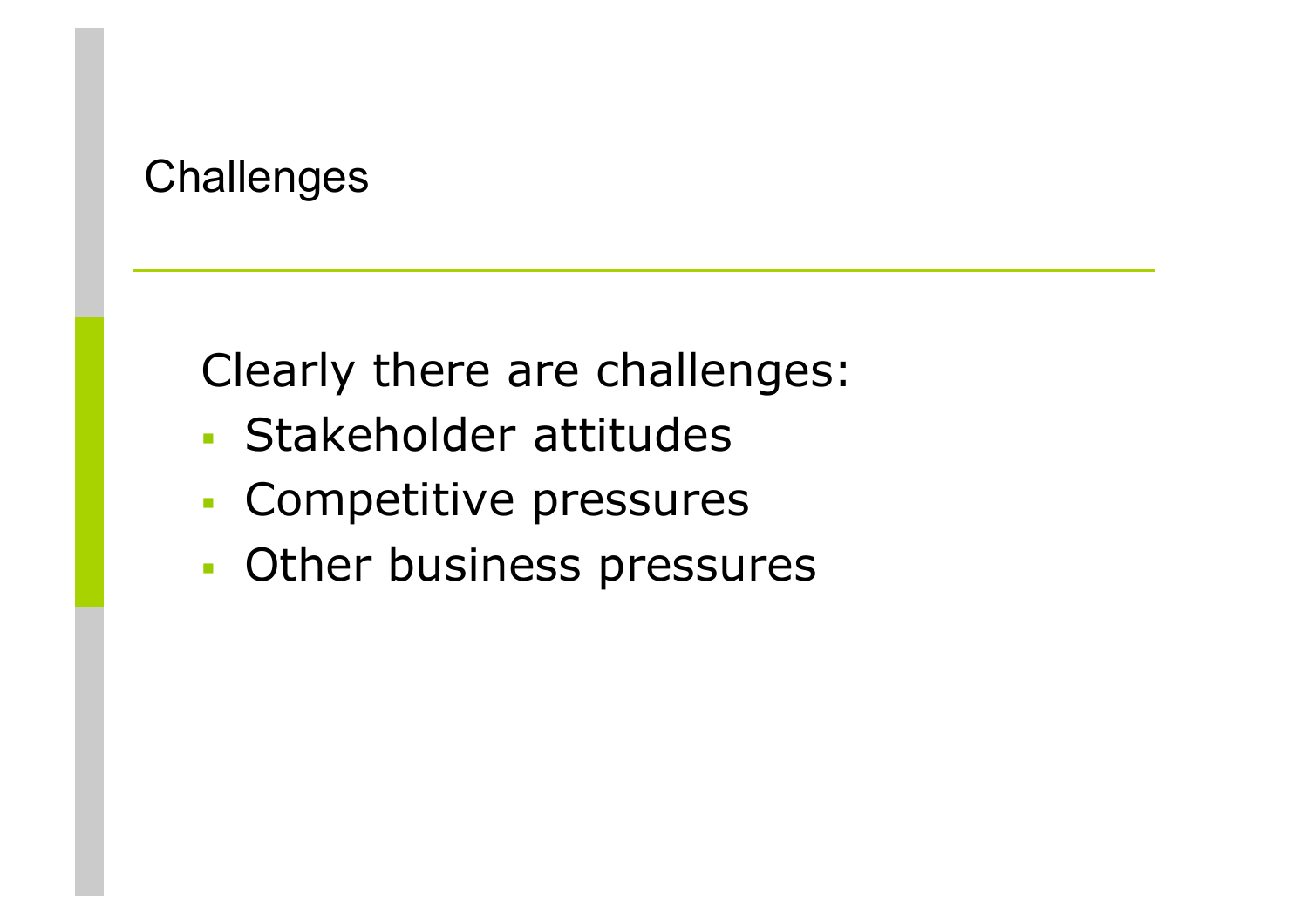# Challenges

Clearly there are challenges:

- Stakeholder attitudes
- Competitive pressures
- Other business pressures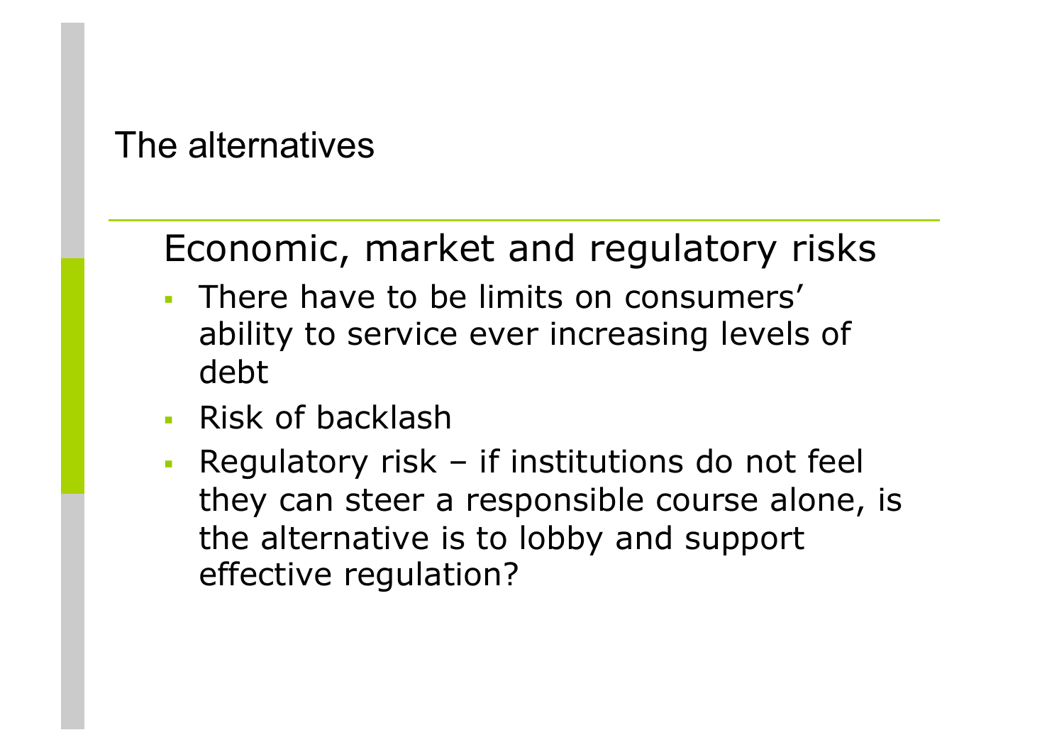# The alternatives

## Economic, market and regulatory risks

- There have to be limits on consumers' ability to service ever increasing levels of debt
- Risk of backlash
- Regulatory risk – if institutions do not feel they can steer a responsible course alone, is the alternative is to lobby and support effective regulation?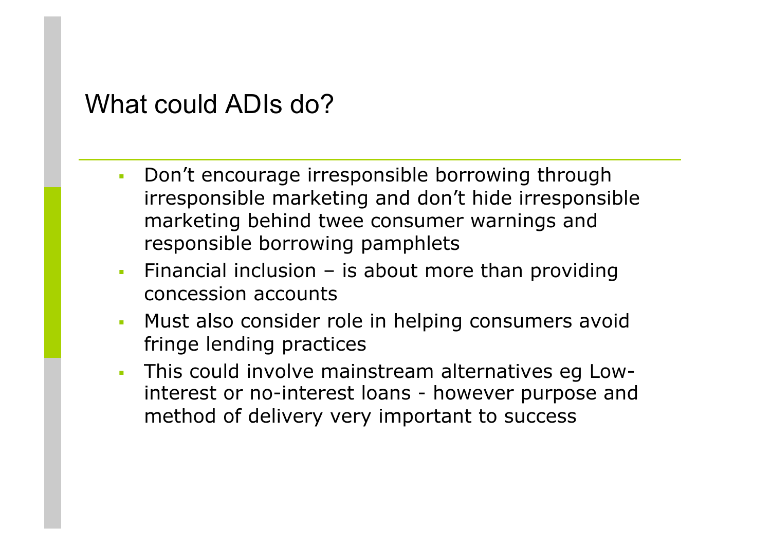# What could ADIs do?

- Don't encourage irresponsible borrowing through irresponsible marketing and don't hide irresponsible marketing behind twee consumer warnings and responsible borrowing pamphlets
- Financial inclusion – is about more than providing concession accounts
- Must also consider role in helping consumers avoid fringe lending practices
- This could involve mainstream alternatives eg Low-interest or no-interest loans - however purpose and method of delivery very important to success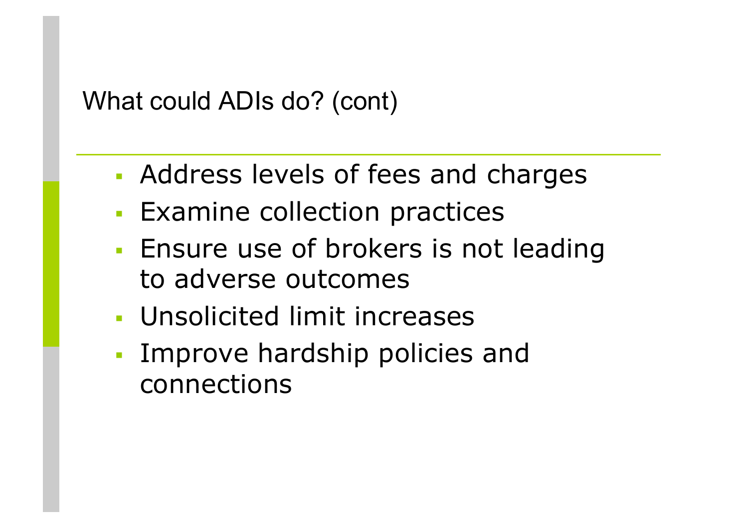## What could ADIs do? (cont)

- Address levels of fees and charges
- Examine collection practices
- Ensure use of brokers is not leading to adverse outcomes
- Unsolicited limit increases
- Improve hardship policies and connections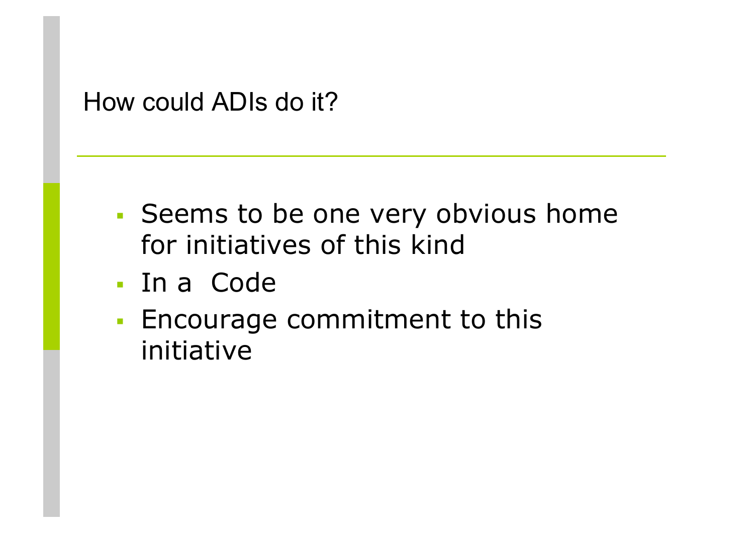## How could ADIs do it?

- Seems to be one very obvious home for initiatives of this kind
- In a Code
- Encourage commitment to this initiative